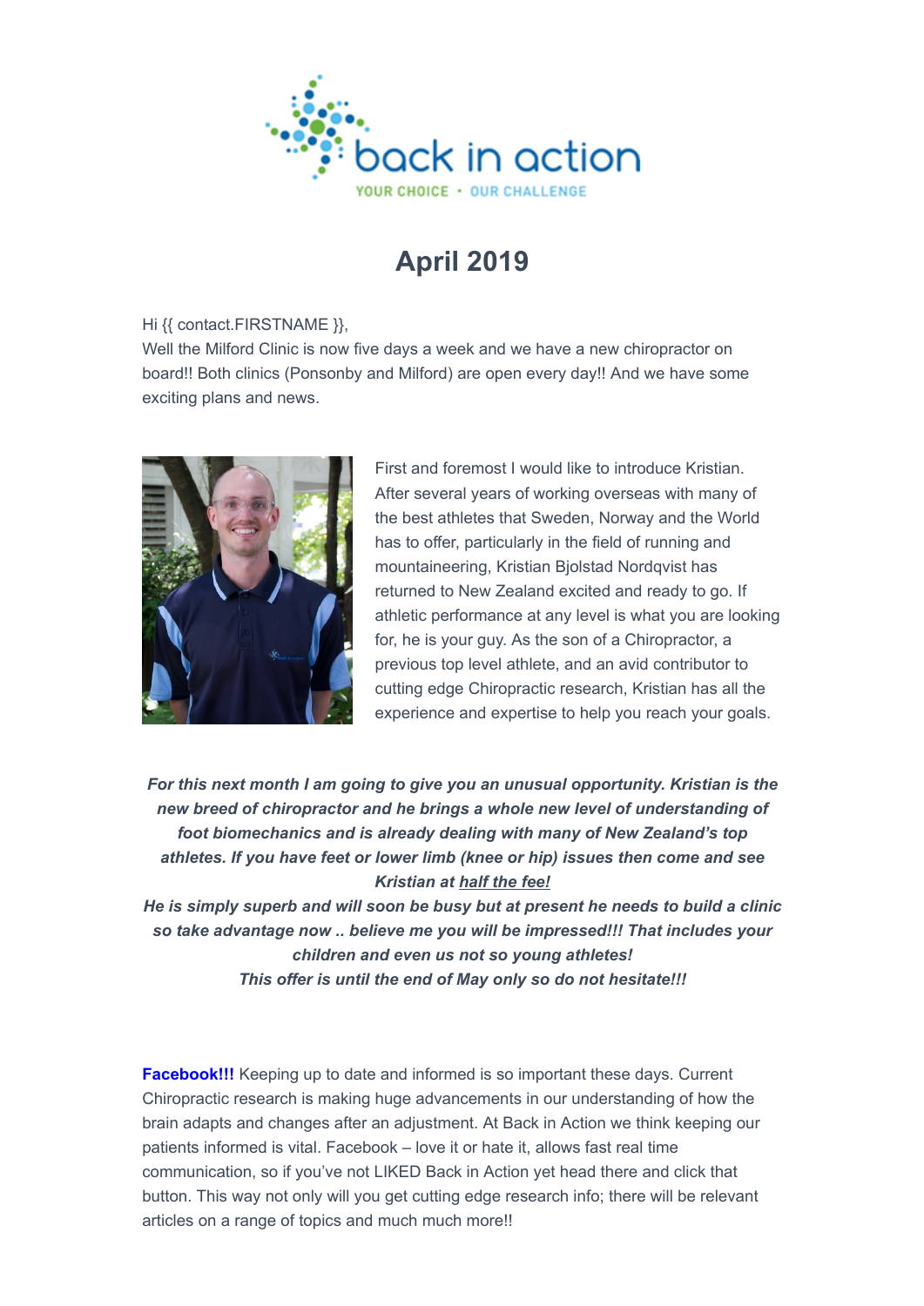back in action

YOUR CHOICE • OUR CHALLENGE

# April 2019

Hi {{ contact.FIRSTNAME }},
Well the Milford Clinic is now five days a week and we have a new chiropractor on board!! Both clinics (Ponsonby and Milford) are open every day!! And we have some exciting plans and news.

First and foremost I would like to introduce Kristian. After several years of working overseas with many of the best athletes that Sweden, Norway and the World has to offer, particularly in the field of running and mountaineering, Kristian Bjolstad Nordqvist has returned to New Zealand excited and ready to go. If athletic performance at any level is what you are looking for, he is your guy. As the son of a Chiropractor, a previous top level athlete, and an avid contributor to cutting edge Chiropractic research, Kristian has all the experience and expertise to help you reach your goals.

***For this next month I am going to give you an unusual opportunity. Kristian is the new breed of chiropractor and he brings a whole new level of understanding of foot biomechanics and is already dealing with many of New Zealand's top athletes. If you have feet or lower limb (knee or hip) issues then come and see Kristian at half the fee!***
***He is simply superb and will soon be busy but at present he needs to build a clinic so take advantage now .. believe me you will be impressed!!! That includes your children and even us not so young athletes!***
***This offer is until the end of May only so do not hesitate!!!***

**Facebook!!!** Keeping up to date and informed is so important these days. Current Chiropractic research is making huge advancements in our understanding of how the brain adapts and changes after an adjustment. At Back in Action we think keeping our patients informed is vital. Facebook – love it or hate it, allows fast real time communication, so if you've not LIKED Back in Action yet head there and click that button. This way not only will you get cutting edge research info; there will be relevant articles on a range of topics and much much more!!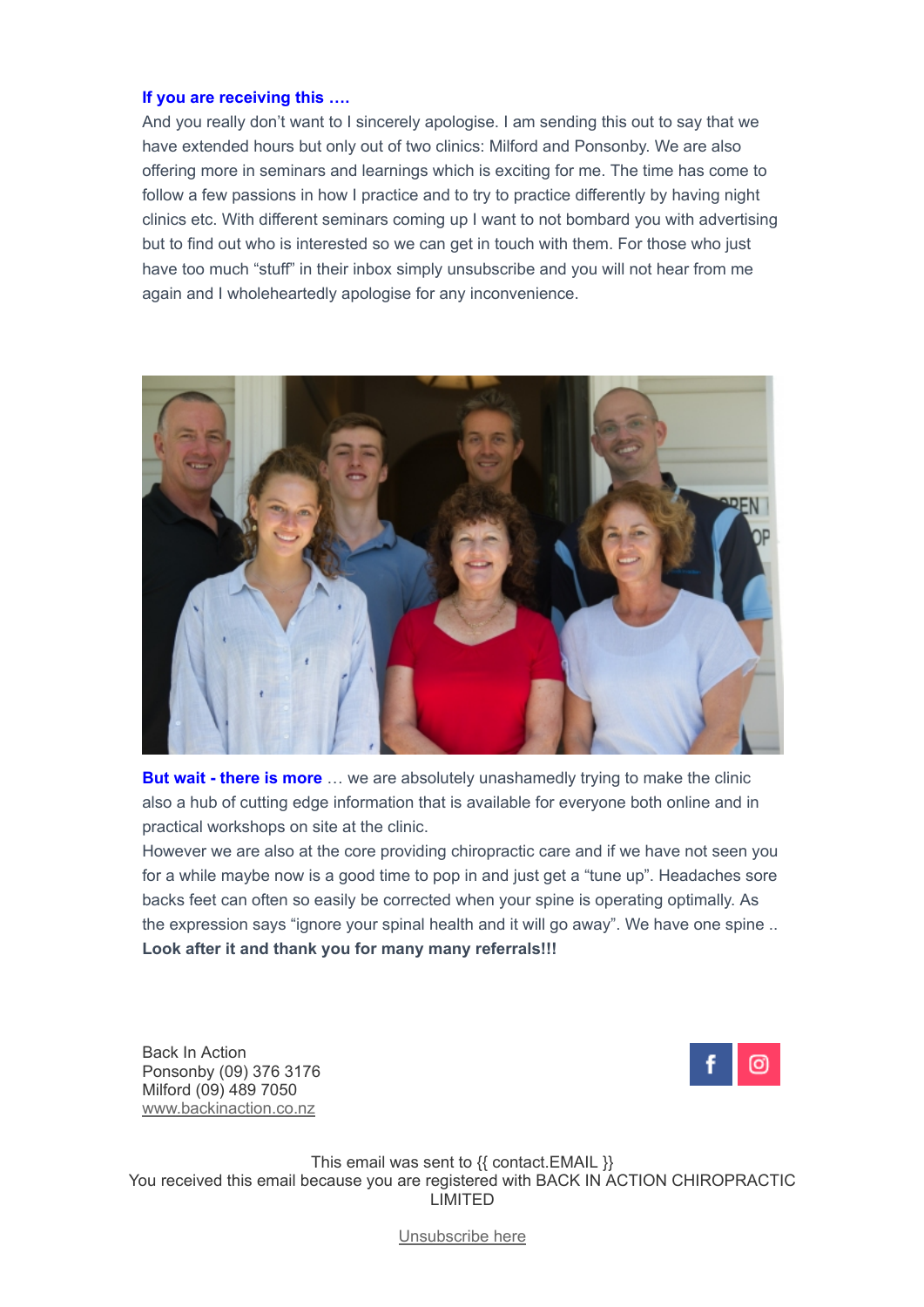**If you are receiving this ….**
And you really don't want to I sincerely apologise. I am sending this out to say that we have extended hours but only out of two clinics: Milford and Ponsonby. We are also offering more in seminars and learnings which is exciting for me. The time has come to follow a few passions in how I practice and to try to practice differently by having night clinics etc. With different seminars coming up I want to not bombard you with advertising but to find out who is interested so we can get in touch with them. For those who just have too much "stuff" in their inbox simply unsubscribe and you will not hear from me again and I wholeheartedly apologise for any inconvenience.

**But wait - there is more** … we are absolutely unashamedly trying to make the clinic also a hub of cutting edge information that is available for everyone both online and in practical workshops on site at the clinic.
However we are also at the core providing chiropractic care and if we have not seen you for a while maybe now is a good time to pop in and just get a "tune up". Headaches sore backs feet can often so easily be corrected when your spine is operating optimally. As the expression says "ignore your spinal health and it will go away". We have one spine ..
**Look after it and thank you for many many referrals!!!**

Back In Action
Ponsonby (09) 376 3176
Milford (09) 489 7050
www.backinaction.co.nz

This email was sent to {{ contact.EMAIL }}
You received this email because you are registered with BACK IN ACTION CHIROPRACTIC LIMITED

Unsubscribe here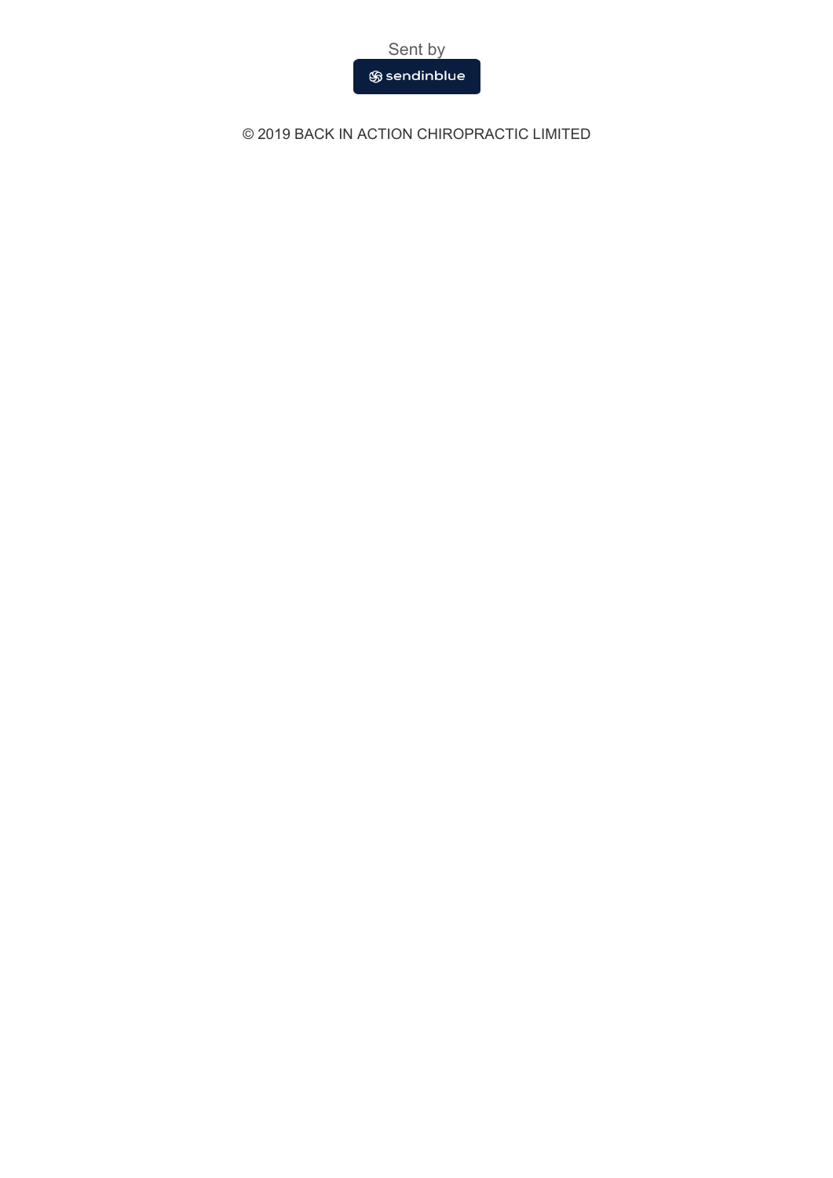Sent by

sendinblue

© 2019 BACK IN ACTION CHIROPRACTIC LIMITED